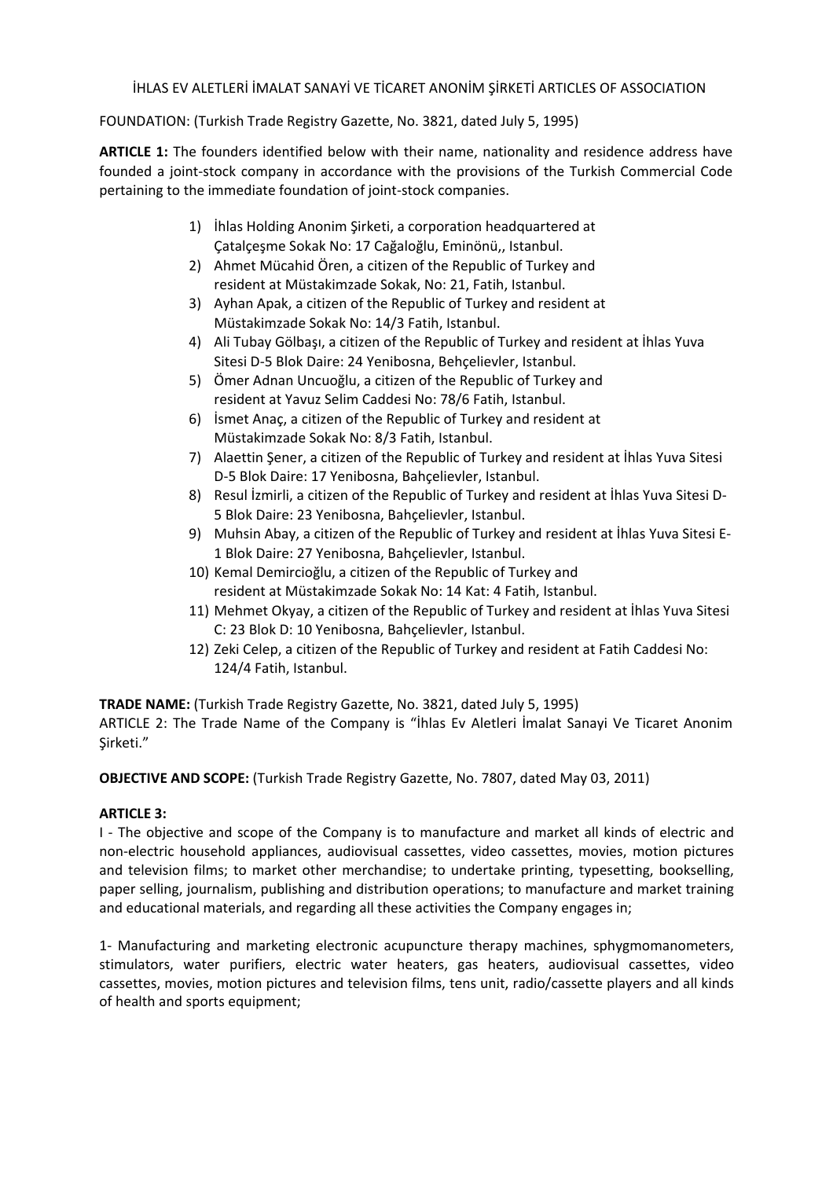İHLAS EV ALETLERİ İMALAT SANAYİ VE TİCARET ANONİM ŞİRKETİ ARTICLES OF ASSOCIATION

FOUNDATION: (Turkish Trade Registry Gazette, No. 3821, dated July 5, 1995)

**ARTICLE 1:** The founders identified below with their name, nationality and residence address have founded a joint-stock company in accordance with the provisions of the Turkish Commercial Code pertaining to the immediate foundation of joint-stock companies.

1) İhlas Holding Anonim Şirketi, a corporation headquartered at Çatalçeşme Sokak No: 17 Cağaloğlu, Eminönü,, Istanbul.
2) Ahmet Mücahid Ören, a citizen of the Republic of Turkey and resident at Müstakimzade Sokak, No: 21, Fatih, Istanbul.
3) Ayhan Apak, a citizen of the Republic of Turkey and resident at Müstakimzade Sokak No: 14/3 Fatih, Istanbul.
4) Ali Tubay Gölbaşı, a citizen of the Republic of Turkey and resident at İhlas Yuva Sitesi D-5 Blok Daire: 24 Yenibosna, Behçelievler, Istanbul.
5) Ömer Adnan Uncuoğlu, a citizen of the Republic of Turkey and resident at Yavuz Selim Caddesi No: 78/6 Fatih, Istanbul.
6) İsmet Anaç, a citizen of the Republic of Turkey and resident at Müstakimzade Sokak No: 8/3 Fatih, Istanbul.
7) Alaettin Şener, a citizen of the Republic of Turkey and resident at İhlas Yuva Sitesi D-5 Blok Daire: 17 Yenibosna, Bahçelievler, Istanbul.
8) Resul İzmirli, a citizen of the Republic of Turkey and resident at İhlas Yuva Sitesi D-5 Blok Daire: 23 Yenibosna, Bahçelievler, Istanbul.
9) Muhsin Abay, a citizen of the Republic of Turkey and resident at İhlas Yuva Sitesi E-1 Blok Daire: 27 Yenibosna, Bahçelievler, Istanbul.
10) Kemal Demircioğlu, a citizen of the Republic of Turkey and resident at Müstakimzade Sokak No: 14 Kat: 4 Fatih, Istanbul.
11) Mehmet Okyay, a citizen of the Republic of Turkey and resident at İhlas Yuva Sitesi C: 23 Blok D: 10 Yenibosna, Bahçelievler, Istanbul.
12) Zeki Celep, a citizen of the Republic of Turkey and resident at Fatih Caddesi No: 124/4 Fatih, Istanbul.

**TRADE NAME:** (Turkish Trade Registry Gazette, No. 3821, dated July 5, 1995)
ARTICLE 2: The Trade Name of the Company is "İhlas Ev Aletleri İmalat Sanayi Ve Ticaret Anonim Şirketi."

**OBJECTIVE AND SCOPE:** (Turkish Trade Registry Gazette, No. 7807, dated May 03, 2011)

**ARTICLE 3:**
I - The objective and scope of the Company is to manufacture and market all kinds of electric and non-electric household appliances, audiovisual cassettes, video cassettes, movies, motion pictures and television films; to market other merchandise; to undertake printing, typesetting, bookselling, paper selling, journalism, publishing and distribution operations; to manufacture and market training and educational materials, and regarding all these activities the Company engages in;

1- Manufacturing and marketing electronic acupuncture therapy machines, sphygmomanometers, stimulators, water purifiers, electric water heaters, gas heaters, audiovisual cassettes, video cassettes, movies, motion pictures and television films, tens unit, radio/cassette players and all kinds of health and sports equipment;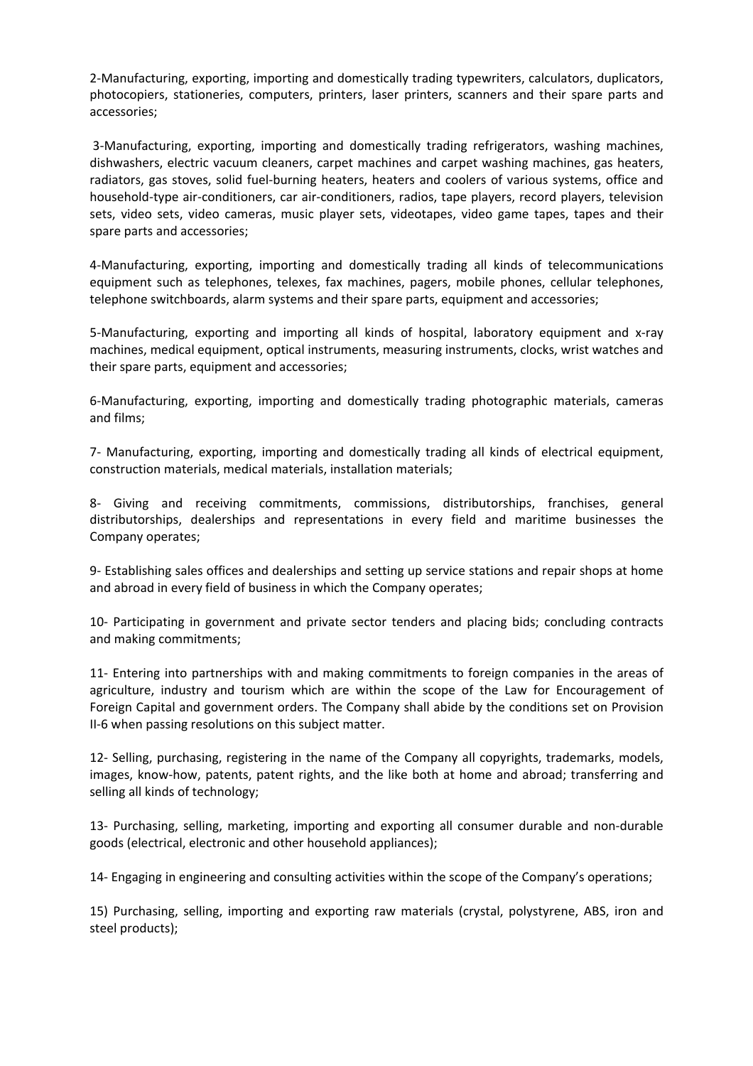2-Manufacturing, exporting, importing and domestically trading typewriters, calculators, duplicators, photocopiers, stationeries, computers, printers, laser printers, scanners and their spare parts and accessories;

3-Manufacturing, exporting, importing and domestically trading refrigerators, washing machines, dishwashers, electric vacuum cleaners, carpet machines and carpet washing machines, gas heaters, radiators, gas stoves, solid fuel-burning heaters, heaters and coolers of various systems, office and household-type air-conditioners, car air-conditioners, radios, tape players, record players, television sets, video sets, video cameras, music player sets, videotapes, video game tapes, tapes and their spare parts and accessories;

4-Manufacturing, exporting, importing and domestically trading all kinds of telecommunications equipment such as telephones, telexes, fax machines, pagers, mobile phones, cellular telephones, telephone switchboards, alarm systems and their spare parts, equipment and accessories;

5-Manufacturing, exporting and importing all kinds of hospital, laboratory equipment and x-ray machines, medical equipment, optical instruments, measuring instruments, clocks, wrist watches and their spare parts, equipment and accessories;

6-Manufacturing, exporting, importing and domestically trading photographic materials, cameras and films;

7- Manufacturing, exporting, importing and domestically trading all kinds of electrical equipment, construction materials, medical materials, installation materials;

8- Giving and receiving commitments, commissions, distributorships, franchises, general distributorships, dealerships and representations in every field and maritime businesses the Company operates;

9- Establishing sales offices and dealerships and setting up service stations and repair shops at home and abroad in every field of business in which the Company operates;

10- Participating in government and private sector tenders and placing bids; concluding contracts and making commitments;

11- Entering into partnerships with and making commitments to foreign companies in the areas of agriculture, industry and tourism which are within the scope of the Law for Encouragement of Foreign Capital and government orders. The Company shall abide by the conditions set on Provision II-6 when passing resolutions on this subject matter.

12- Selling, purchasing, registering in the name of the Company all copyrights, trademarks, models, images, know-how, patents, patent rights, and the like both at home and abroad; transferring and selling all kinds of technology;

13- Purchasing, selling, marketing, importing and exporting all consumer durable and non-durable goods (electrical, electronic and other household appliances);

14- Engaging in engineering and consulting activities within the scope of the Company's operations;

15) Purchasing, selling, importing and exporting raw materials (crystal, polystyrene, ABS, iron and steel products);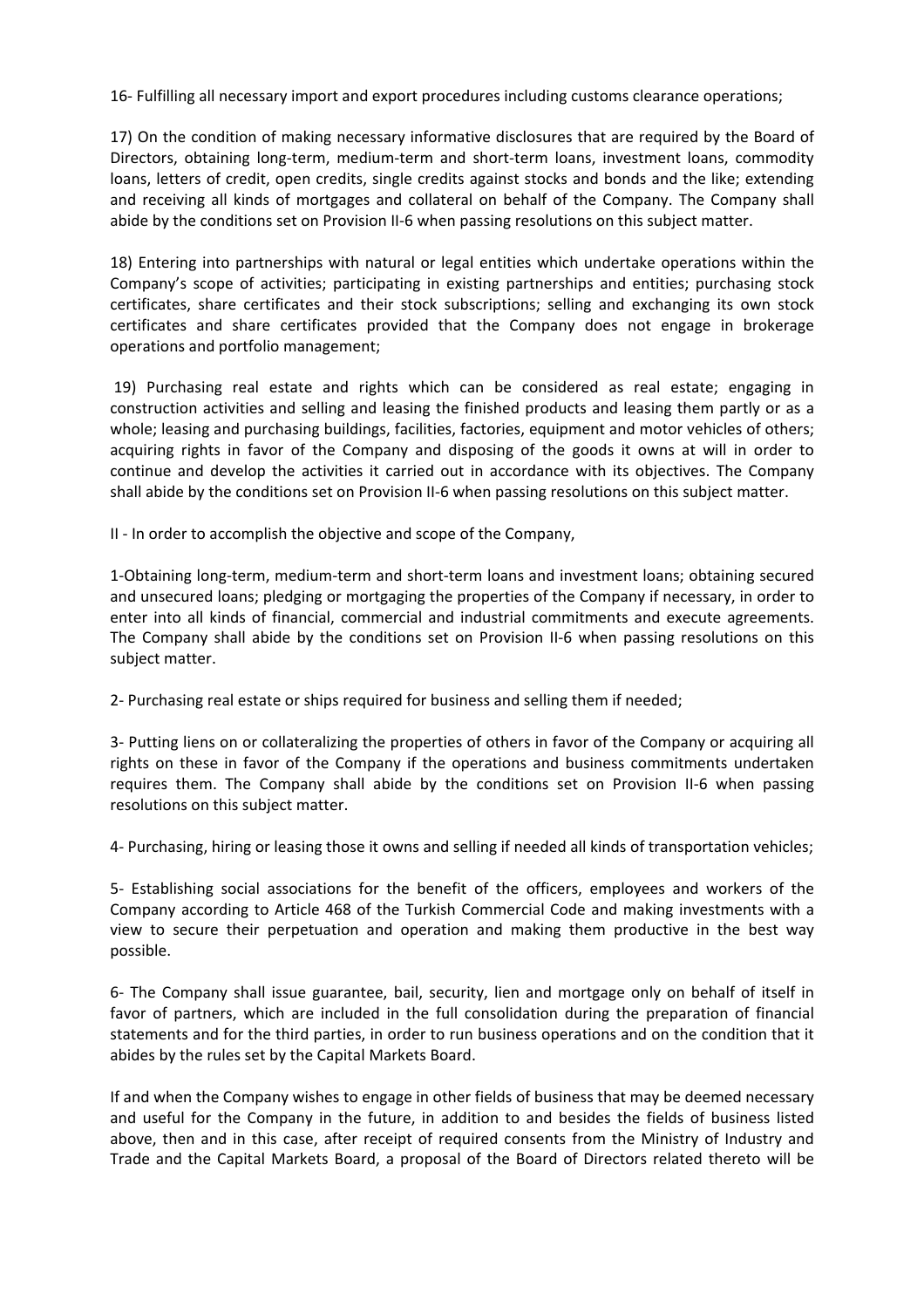16- Fulfilling all necessary import and export procedures including customs clearance operations;

17) On the condition of making necessary informative disclosures that are required by the Board of Directors, obtaining long-term, medium-term and short-term loans, investment loans, commodity loans, letters of credit, open credits, single credits against stocks and bonds and the like; extending and receiving all kinds of mortgages and collateral on behalf of the Company. The Company shall abide by the conditions set on Provision II-6 when passing resolutions on this subject matter.

18) Entering into partnerships with natural or legal entities which undertake operations within the Company's scope of activities; participating in existing partnerships and entities; purchasing stock certificates, share certificates and their stock subscriptions; selling and exchanging its own stock certificates and share certificates provided that the Company does not engage in brokerage operations and portfolio management;

19) Purchasing real estate and rights which can be considered as real estate; engaging in construction activities and selling and leasing the finished products and leasing them partly or as a whole; leasing and purchasing buildings, facilities, factories, equipment and motor vehicles of others; acquiring rights in favor of the Company and disposing of the goods it owns at will in order to continue and develop the activities it carried out in accordance with its objectives. The Company shall abide by the conditions set on Provision II-6 when passing resolutions on this subject matter.

II - In order to accomplish the objective and scope of the Company,

1-Obtaining long-term, medium-term and short-term loans and investment loans; obtaining secured and unsecured loans; pledging or mortgaging the properties of the Company if necessary, in order to enter into all kinds of financial, commercial and industrial commitments and execute agreements. The Company shall abide by the conditions set on Provision II-6 when passing resolutions on this subject matter.

2- Purchasing real estate or ships required for business and selling them if needed;

3- Putting liens on or collateralizing the properties of others in favor of the Company or acquiring all rights on these in favor of the Company if the operations and business commitments undertaken requires them. The Company shall abide by the conditions set on Provision II-6 when passing resolutions on this subject matter.

4- Purchasing, hiring or leasing those it owns and selling if needed all kinds of transportation vehicles;

5- Establishing social associations for the benefit of the officers, employees and workers of the Company according to Article 468 of the Turkish Commercial Code and making investments with a view to secure their perpetuation and operation and making them productive in the best way possible.

6- The Company shall issue guarantee, bail, security, lien and mortgage only on behalf of itself in favor of partners, which are included in the full consolidation during the preparation of financial statements and for the third parties, in order to run business operations and on the condition that it abides by the rules set by the Capital Markets Board.

If and when the Company wishes to engage in other fields of business that may be deemed necessary and useful for the Company in the future, in addition to and besides the fields of business listed above, then and in this case, after receipt of required consents from the Ministry of Industry and Trade and the Capital Markets Board, a proposal of the Board of Directors related thereto will be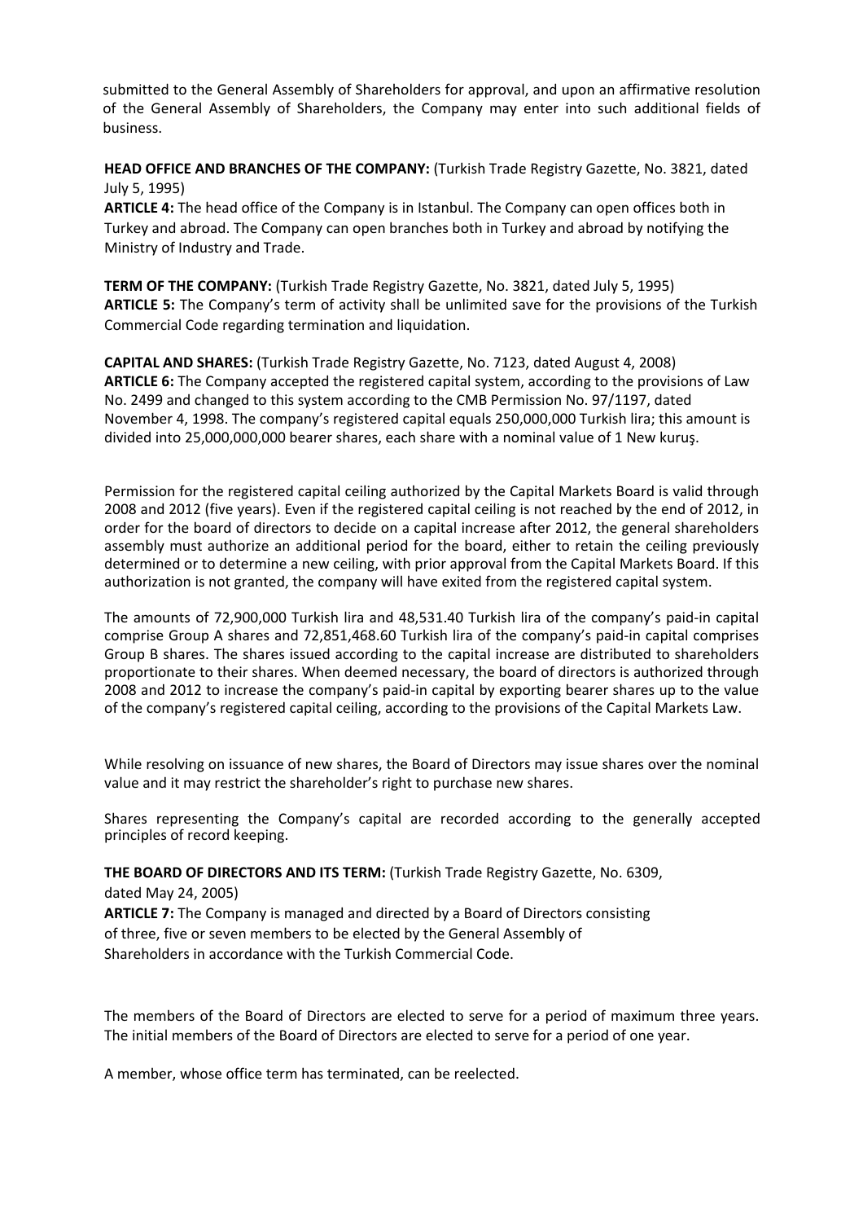submitted to the General Assembly of Shareholders for approval, and upon an affirmative resolution of the General Assembly of Shareholders, the Company may enter into such additional fields of business.

**HEAD OFFICE AND BRANCHES OF THE COMPANY:** (Turkish Trade Registry Gazette, No. 3821, dated July 5, 1995)
**ARTICLE 4:** The head office of the Company is in Istanbul. The Company can open offices both in Turkey and abroad. The Company can open branches both in Turkey and abroad by notifying the Ministry of Industry and Trade.

**TERM OF THE COMPANY:** (Turkish Trade Registry Gazette, No. 3821, dated July 5, 1995)
**ARTICLE 5:** The Company's term of activity shall be unlimited save for the provisions of the Turkish Commercial Code regarding termination and liquidation.

**CAPITAL AND SHARES:** (Turkish Trade Registry Gazette, No. 7123, dated August 4, 2008)
**ARTICLE 6:** The Company accepted the registered capital system, according to the provisions of Law No. 2499 and changed to this system according to the CMB Permission No. 97/1197, dated November 4, 1998. The company's registered capital equals 250,000,000 Turkish lira; this amount is divided into 25,000,000,000 bearer shares, each share with a nominal value of 1 New kuruş.

Permission for the registered capital ceiling authorized by the Capital Markets Board is valid through 2008 and 2012 (five years). Even if the registered capital ceiling is not reached by the end of 2012, in order for the board of directors to decide on a capital increase after 2012, the general shareholders assembly must authorize an additional period for the board, either to retain the ceiling previously determined or to determine a new ceiling, with prior approval from the Capital Markets Board. If this authorization is not granted, the company will have exited from the registered capital system.

The amounts of 72,900,000 Turkish lira and 48,531.40 Turkish lira of the company's paid-in capital comprise Group A shares and 72,851,468.60 Turkish lira of the company's paid-in capital comprises Group B shares. The shares issued according to the capital increase are distributed to shareholders proportionate to their shares. When deemed necessary, the board of directors is authorized through 2008 and 2012 to increase the company's paid-in capital by exporting bearer shares up to the value of the company's registered capital ceiling, according to the provisions of the Capital Markets Law.

While resolving on issuance of new shares, the Board of Directors may issue shares over the nominal value and it may restrict the shareholder's right to purchase new shares.

Shares representing the Company's capital are recorded according to the generally accepted principles of record keeping.

**THE BOARD OF DIRECTORS AND ITS TERM:** (Turkish Trade Registry Gazette, No. 6309, dated May 24, 2005)
**ARTICLE 7:** The Company is managed and directed by a Board of Directors consisting of three, five or seven members to be elected by the General Assembly of Shareholders in accordance with the Turkish Commercial Code.

The members of the Board of Directors are elected to serve for a period of maximum three years. The initial members of the Board of Directors are elected to serve for a period of one year.

A member, whose office term has terminated, can be reelected.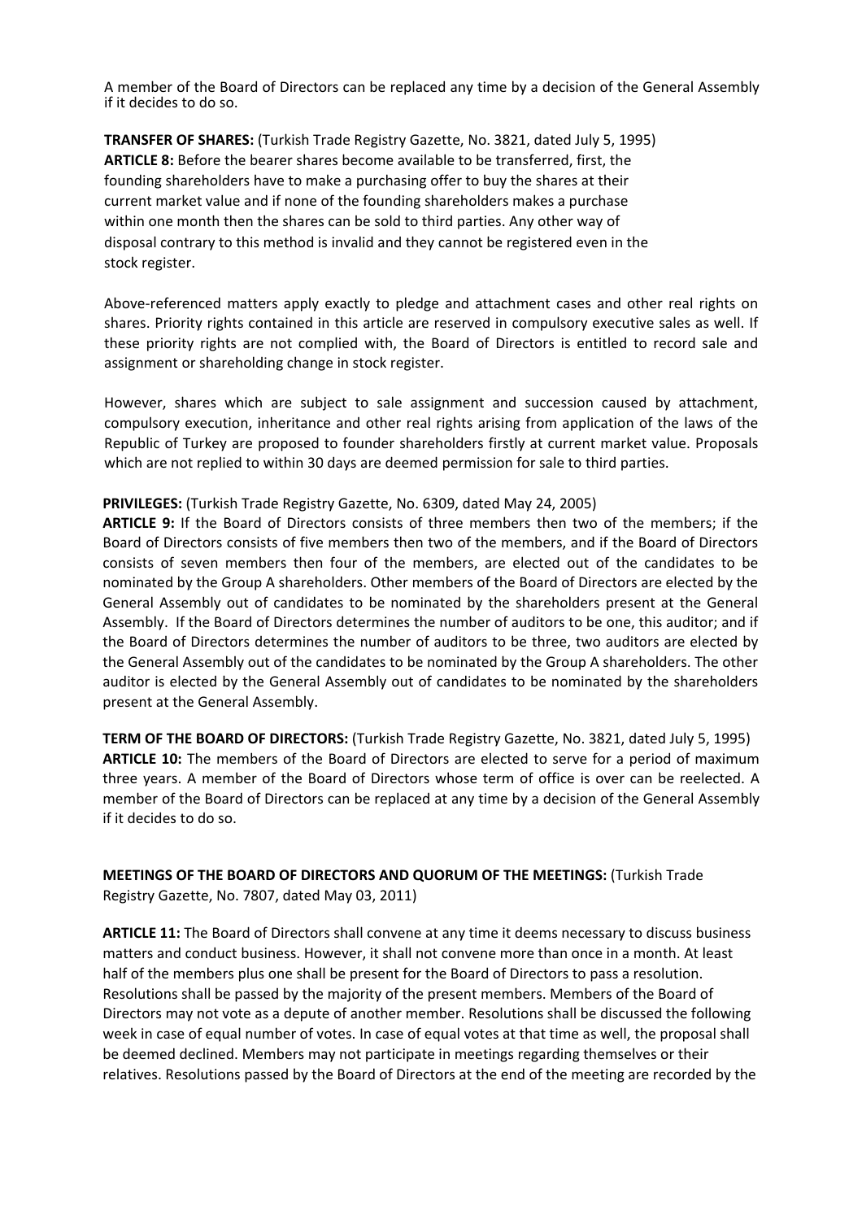A member of the Board of Directors can be replaced any time by a decision of the General Assembly if it decides to do so.

**TRANSFER OF SHARES:** (Turkish Trade Registry Gazette, No. 3821, dated July 5, 1995)
**ARTICLE 8:** Before the bearer shares become available to be transferred, first, the founding shareholders have to make a purchasing offer to buy the shares at their current market value and if none of the founding shareholders makes a purchase within one month then the shares can be sold to third parties. Any other way of disposal contrary to this method is invalid and they cannot be registered even in the stock register.

Above-referenced matters apply exactly to pledge and attachment cases and other real rights on shares. Priority rights contained in this article are reserved in compulsory executive sales as well. If these priority rights are not complied with, the Board of Directors is entitled to record sale and assignment or shareholding change in stock register.

However, shares which are subject to sale assignment and succession caused by attachment, compulsory execution, inheritance and other real rights arising from application of the laws of the Republic of Turkey are proposed to founder shareholders firstly at current market value. Proposals which are not replied to within 30 days are deemed permission for sale to third parties.

**PRIVILEGES:** (Turkish Trade Registry Gazette, No. 6309, dated May 24, 2005)
**ARTICLE 9:** If the Board of Directors consists of three members then two of the members; if the Board of Directors consists of five members then two of the members, and if the Board of Directors consists of seven members then four of the members, are elected out of the candidates to be nominated by the Group A shareholders. Other members of the Board of Directors are elected by the General Assembly out of candidates to be nominated by the shareholders present at the General Assembly. If the Board of Directors determines the number of auditors to be one, this auditor; and if the Board of Directors determines the number of auditors to be three, two auditors are elected by the General Assembly out of the candidates to be nominated by the Group A shareholders. The other auditor is elected by the General Assembly out of candidates to be nominated by the shareholders present at the General Assembly.

**TERM OF THE BOARD OF DIRECTORS:** (Turkish Trade Registry Gazette, No. 3821, dated July 5, 1995)
**ARTICLE 10:** The members of the Board of Directors are elected to serve for a period of maximum three years. A member of the Board of Directors whose term of office is over can be reelected. A member of the Board of Directors can be replaced at any time by a decision of the General Assembly if it decides to do so.

**MEETINGS OF THE BOARD OF DIRECTORS AND QUORUM OF THE MEETINGS:** (Turkish Trade Registry Gazette, No. 7807, dated May 03, 2011)

**ARTICLE 11:** The Board of Directors shall convene at any time it deems necessary to discuss business matters and conduct business. However, it shall not convene more than once in a month. At least half of the members plus one shall be present for the Board of Directors to pass a resolution. Resolutions shall be passed by the majority of the present members. Members of the Board of Directors may not vote as a depute of another member. Resolutions shall be discussed the following week in case of equal number of votes. In case of equal votes at that time as well, the proposal shall be deemed declined. Members may not participate in meetings regarding themselves or their relatives. Resolutions passed by the Board of Directors at the end of the meeting are recorded by the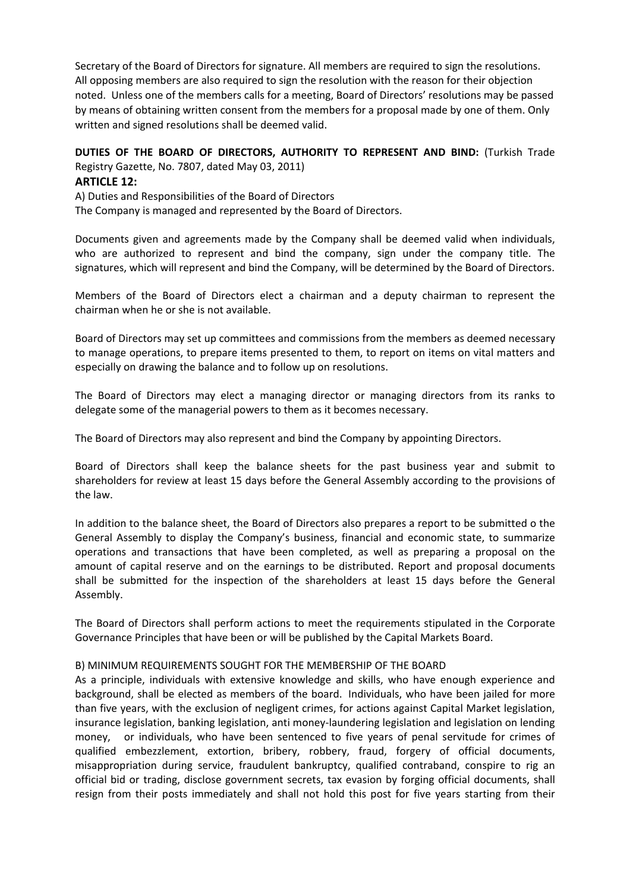Secretary of the Board of Directors for signature. All members are required to sign the resolutions. All opposing members are also required to sign the resolution with the reason for their objection noted. Unless one of the members calls for a meeting, Board of Directors' resolutions may be passed by means of obtaining written consent from the members for a proposal made by one of them. Only written and signed resolutions shall be deemed valid.

**DUTIES OF THE BOARD OF DIRECTORS, AUTHORITY TO REPRESENT AND BIND:** (Turkish Trade Registry Gazette, No. 7807, dated May 03, 2011)

### ARTICLE 12:

A) Duties and Responsibilities of the Board of Directors

The Company is managed and represented by the Board of Directors.

Documents given and agreements made by the Company shall be deemed valid when individuals, who are authorized to represent and bind the company, sign under the company title. The signatures, which will represent and bind the Company, will be determined by the Board of Directors.

Members of the Board of Directors elect a chairman and a deputy chairman to represent the chairman when he or she is not available.

Board of Directors may set up committees and commissions from the members as deemed necessary to manage operations, to prepare items presented to them, to report on items on vital matters and especially on drawing the balance and to follow up on resolutions.

The Board of Directors may elect a managing director or managing directors from its ranks to delegate some of the managerial powers to them as it becomes necessary.

The Board of Directors may also represent and bind the Company by appointing Directors.

Board of Directors shall keep the balance sheets for the past business year and submit to shareholders for review at least 15 days before the General Assembly according to the provisions of the law.

In addition to the balance sheet, the Board of Directors also prepares a report to be submitted o the General Assembly to display the Company's business, financial and economic state, to summarize operations and transactions that have been completed, as well as preparing a proposal on the amount of capital reserve and on the earnings to be distributed. Report and proposal documents shall be submitted for the inspection of the shareholders at least 15 days before the General Assembly.

The Board of Directors shall perform actions to meet the requirements stipulated in the Corporate Governance Principles that have been or will be published by the Capital Markets Board.

B) MINIMUM REQUIREMENTS SOUGHT FOR THE MEMBERSHIP OF THE BOARD

As a principle, individuals with extensive knowledge and skills, who have enough experience and background, shall be elected as members of the board. Individuals, who have been jailed for more than five years, with the exclusion of negligent crimes, for actions against Capital Market legislation, insurance legislation, banking legislation, anti money-laundering legislation and legislation on lending money, or individuals, who have been sentenced to five years of penal servitude for crimes of qualified embezzlement, extortion, bribery, robbery, fraud, forgery of official documents, misappropriation during service, fraudulent bankruptcy, qualified contraband, conspire to rig an official bid or trading, disclose government secrets, tax evasion by forging official documents, shall resign from their posts immediately and shall not hold this post for five years starting from their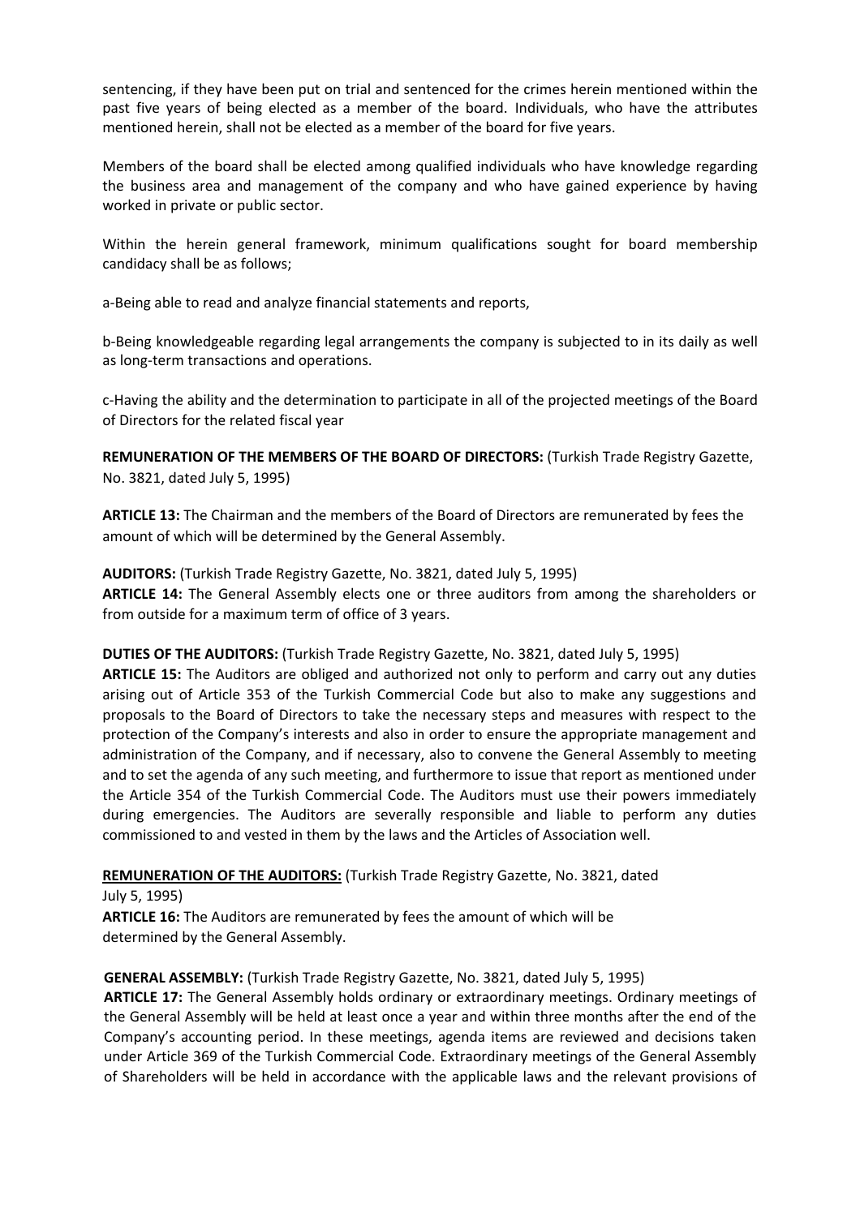sentencing, if they have been put on trial and sentenced for the crimes herein mentioned within the past five years of being elected as a member of the board. Individuals, who have the attributes mentioned herein, shall not be elected as a member of the board for five years.

Members of the board shall be elected among qualified individuals who have knowledge regarding the business area and management of the company and who have gained experience by having worked in private or public sector.

Within the herein general framework, minimum qualifications sought for board membership candidacy shall be as follows;

a-Being able to read and analyze financial statements and reports,

b-Being knowledgeable regarding legal arrangements the company is subjected to in its daily as well as long-term transactions and operations.

c-Having the ability and the determination to participate in all of the projected meetings of the Board of Directors for the related fiscal year

**REMUNERATION OF THE MEMBERS OF THE BOARD OF DIRECTORS:** (Turkish Trade Registry Gazette, No. 3821, dated July 5, 1995)

**ARTICLE 13:** The Chairman and the members of the Board of Directors are remunerated by fees the amount of which will be determined by the General Assembly.

**AUDITORS:** (Turkish Trade Registry Gazette, No. 3821, dated July 5, 1995)
**ARTICLE 14:** The General Assembly elects one or three auditors from among the shareholders or from outside for a maximum term of office of 3 years.

**DUTIES OF THE AUDITORS:** (Turkish Trade Registry Gazette, No. 3821, dated July 5, 1995)
**ARTICLE 15:** The Auditors are obliged and authorized not only to perform and carry out any duties arising out of Article 353 of the Turkish Commercial Code but also to make any suggestions and proposals to the Board of Directors to take the necessary steps and measures with respect to the protection of the Company's interests and also in order to ensure the appropriate management and administration of the Company, and if necessary, also to convene the General Assembly to meeting and to set the agenda of any such meeting, and furthermore to issue that report as mentioned under the Article 354 of the Turkish Commercial Code. The Auditors must use their powers immediately during emergencies. The Auditors are severally responsible and liable to perform any duties commissioned to and vested in them by the laws and the Articles of Association well.

**REMUNERATION OF THE AUDITORS:** (Turkish Trade Registry Gazette, No. 3821, dated July 5, 1995)
**ARTICLE 16:** The Auditors are remunerated by fees the amount of which will be determined by the General Assembly.

**GENERAL ASSEMBLY:** (Turkish Trade Registry Gazette, No. 3821, dated July 5, 1995)
**ARTICLE 17:** The General Assembly holds ordinary or extraordinary meetings. Ordinary meetings of the General Assembly will be held at least once a year and within three months after the end of the Company's accounting period. In these meetings, agenda items are reviewed and decisions taken under Article 369 of the Turkish Commercial Code. Extraordinary meetings of the General Assembly of Shareholders will be held in accordance with the applicable laws and the relevant provisions of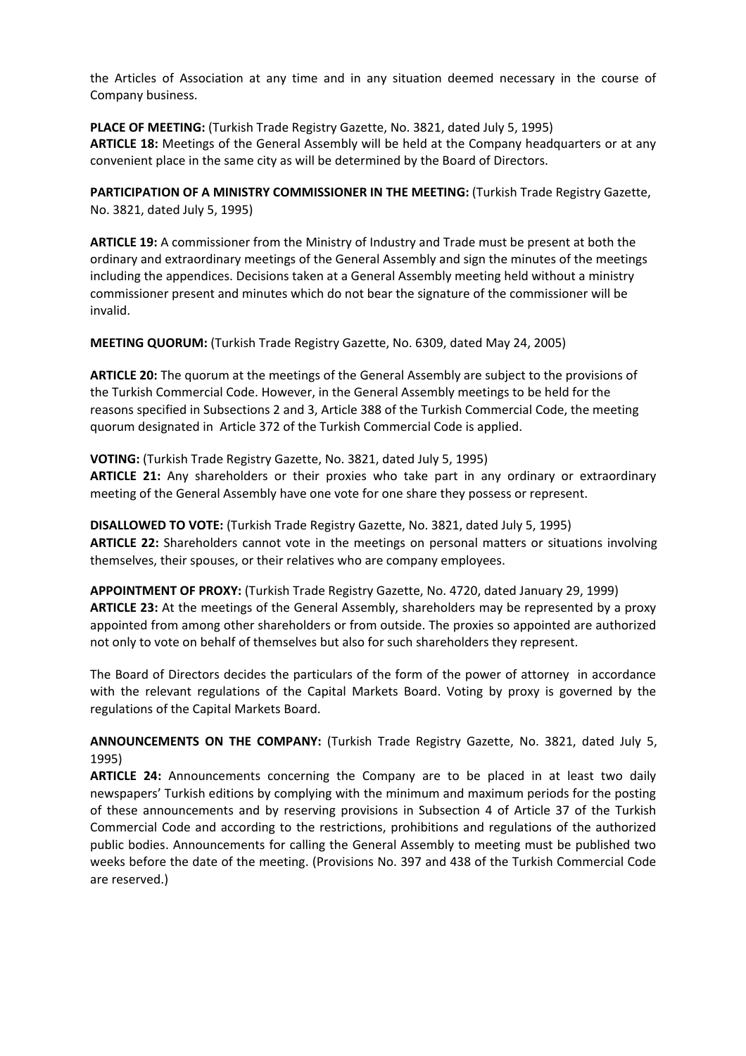the Articles of Association at any time and in any situation deemed necessary in the course of Company business.

**PLACE OF MEETING:** (Turkish Trade Registry Gazette, No. 3821, dated July 5, 1995)
**ARTICLE 18:** Meetings of the General Assembly will be held at the Company headquarters or at any convenient place in the same city as will be determined by the Board of Directors.

**PARTICIPATION OF A MINISTRY COMMISSIONER IN THE MEETING:** (Turkish Trade Registry Gazette, No. 3821, dated July 5, 1995)

**ARTICLE 19:** A commissioner from the Ministry of Industry and Trade must be present at both the ordinary and extraordinary meetings of the General Assembly and sign the minutes of the meetings including the appendices. Decisions taken at a General Assembly meeting held without a ministry commissioner present and minutes which do not bear the signature of the commissioner will be invalid.

**MEETING QUORUM:** (Turkish Trade Registry Gazette, No. 6309, dated May 24, 2005)

**ARTICLE 20:** The quorum at the meetings of the General Assembly are subject to the provisions of the Turkish Commercial Code. However, in the General Assembly meetings to be held for the reasons specified in Subsections 2 and 3, Article 388 of the Turkish Commercial Code, the meeting quorum designated in Article 372 of the Turkish Commercial Code is applied.

**VOTING:** (Turkish Trade Registry Gazette, No. 3821, dated July 5, 1995)
**ARTICLE 21:** Any shareholders or their proxies who take part in any ordinary or extraordinary meeting of the General Assembly have one vote for one share they possess or represent.

**DISALLOWED TO VOTE:** (Turkish Trade Registry Gazette, No. 3821, dated July 5, 1995)
**ARTICLE 22:** Shareholders cannot vote in the meetings on personal matters or situations involving themselves, their spouses, or their relatives who are company employees.

**APPOINTMENT OF PROXY:** (Turkish Trade Registry Gazette, No. 4720, dated January 29, 1999)
**ARTICLE 23:** At the meetings of the General Assembly, shareholders may be represented by a proxy appointed from among other shareholders or from outside. The proxies so appointed are authorized not only to vote on behalf of themselves but also for such shareholders they represent.

The Board of Directors decides the particulars of the form of the power of attorney in accordance with the relevant regulations of the Capital Markets Board. Voting by proxy is governed by the regulations of the Capital Markets Board.

**ANNOUNCEMENTS ON THE COMPANY:** (Turkish Trade Registry Gazette, No. 3821, dated July 5, 1995)
**ARTICLE 24:** Announcements concerning the Company are to be placed in at least two daily newspapers' Turkish editions by complying with the minimum and maximum periods for the posting of these announcements and by reserving provisions in Subsection 4 of Article 37 of the Turkish Commercial Code and according to the restrictions, prohibitions and regulations of the authorized public bodies. Announcements for calling the General Assembly to meeting must be published two weeks before the date of the meeting. (Provisions No. 397 and 438 of the Turkish Commercial Code are reserved.)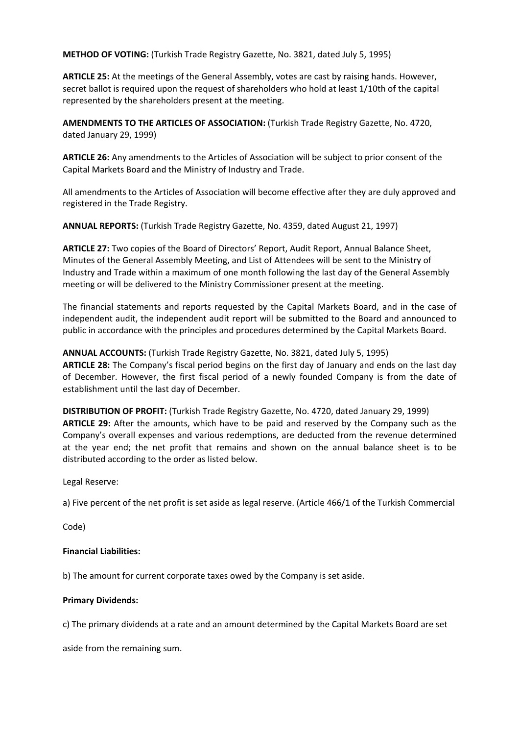**METHOD OF VOTING:** (Turkish Trade Registry Gazette, No. 3821, dated July 5, 1995)

**ARTICLE 25:** At the meetings of the General Assembly, votes are cast by raising hands. However, secret ballot is required upon the request of shareholders who hold at least 1/10th of the capital represented by the shareholders present at the meeting.

**AMENDMENTS TO THE ARTICLES OF ASSOCIATION:** (Turkish Trade Registry Gazette, No. 4720, dated January 29, 1999)

**ARTICLE 26:** Any amendments to the Articles of Association will be subject to prior consent of the Capital Markets Board and the Ministry of Industry and Trade.

All amendments to the Articles of Association will become effective after they are duly approved and registered in the Trade Registry.

**ANNUAL REPORTS:** (Turkish Trade Registry Gazette, No. 4359, dated August 21, 1997)

**ARTICLE 27:** Two copies of the Board of Directors' Report, Audit Report, Annual Balance Sheet, Minutes of the General Assembly Meeting, and List of Attendees will be sent to the Ministry of Industry and Trade within a maximum of one month following the last day of the General Assembly meeting or will be delivered to the Ministry Commissioner present at the meeting.

The financial statements and reports requested by the Capital Markets Board, and in the case of independent audit, the independent audit report will be submitted to the Board and announced to public in accordance with the principles and procedures determined by the Capital Markets Board.

**ANNUAL ACCOUNTS:** (Turkish Trade Registry Gazette, No. 3821, dated July 5, 1995)
**ARTICLE 28:** The Company's fiscal period begins on the first day of January and ends on the last day of December. However, the first fiscal period of a newly founded Company is from the date of establishment until the last day of December.

**DISTRIBUTION OF PROFIT:** (Turkish Trade Registry Gazette, No. 4720, dated January 29, 1999)
**ARTICLE 29:** After the amounts, which have to be paid and reserved by the Company such as the Company's overall expenses and various redemptions, are deducted from the revenue determined at the year end; the net profit that remains and shown on the annual balance sheet is to be distributed according to the order as listed below.

Legal Reserve:

a) Five percent of the net profit is set aside as legal reserve. (Article 466/1 of the Turkish Commercial Code)

**Financial Liabilities:**

b) The amount for current corporate taxes owed by the Company is set aside.

**Primary Dividends:**

c) The primary dividends at a rate and an amount determined by the Capital Markets Board are set aside from the remaining sum.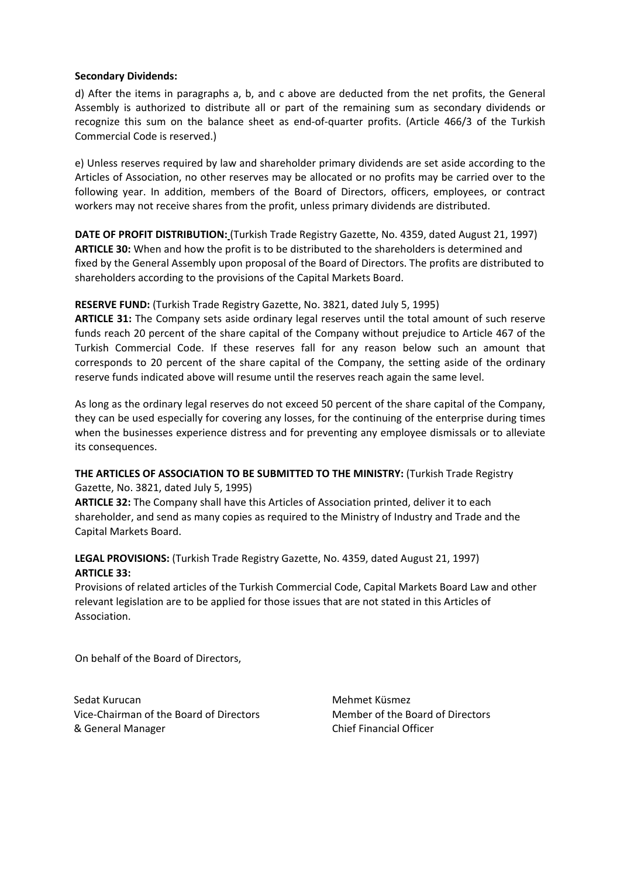**Secondary Dividends:**

d) After the items in paragraphs a, b, and c above are deducted from the net profits, the General Assembly is authorized to distribute all or part of the remaining sum as secondary dividends or recognize this sum on the balance sheet as end-of-quarter profits. (Article 466/3 of the Turkish Commercial Code is reserved.)

e) Unless reserves required by law and shareholder primary dividends are set aside according to the Articles of Association, no other reserves may be allocated or no profits may be carried over to the following year. In addition, members of the Board of Directors, officers, employees, or contract workers may not receive shares from the profit, unless primary dividends are distributed.

**DATE OF PROFIT DISTRIBUTION:** (Turkish Trade Registry Gazette, No. 4359, dated August 21, 1997)
**ARTICLE 30:** When and how the profit is to be distributed to the shareholders is determined and fixed by the General Assembly upon proposal of the Board of Directors. The profits are distributed to shareholders according to the provisions of the Capital Markets Board.

**RESERVE FUND:** (Turkish Trade Registry Gazette, No. 3821, dated July 5, 1995)
**ARTICLE 31:** The Company sets aside ordinary legal reserves until the total amount of such reserve funds reach 20 percent of the share capital of the Company without prejudice to Article 467 of the Turkish Commercial Code. If these reserves fall for any reason below such an amount that corresponds to 20 percent of the share capital of the Company, the setting aside of the ordinary reserve funds indicated above will resume until the reserves reach again the same level.

As long as the ordinary legal reserves do not exceed 50 percent of the share capital of the Company, they can be used especially for covering any losses, for the continuing of the enterprise during times when the businesses experience distress and for preventing any employee dismissals or to alleviate its consequences.

**THE ARTICLES OF ASSOCIATION TO BE SUBMITTED TO THE MINISTRY:** (Turkish Trade Registry Gazette, No. 3821, dated July 5, 1995)
**ARTICLE 32:** The Company shall have this Articles of Association printed, deliver it to each shareholder, and send as many copies as required to the Ministry of Industry and Trade and the Capital Markets Board.

**LEGAL PROVISIONS:** (Turkish Trade Registry Gazette, No. 4359, dated August 21, 1997)
**ARTICLE 33:**
Provisions of related articles of the Turkish Commercial Code, Capital Markets Board Law and other relevant legislation are to be applied for those issues that are not stated in this Articles of Association.

On behalf of the Board of Directors,

Sedat Kurucan
Vice-Chairman of the Board of Directors
& General Manager

Mehmet Küsmez
Member of the Board of Directors
Chief Financial Officer